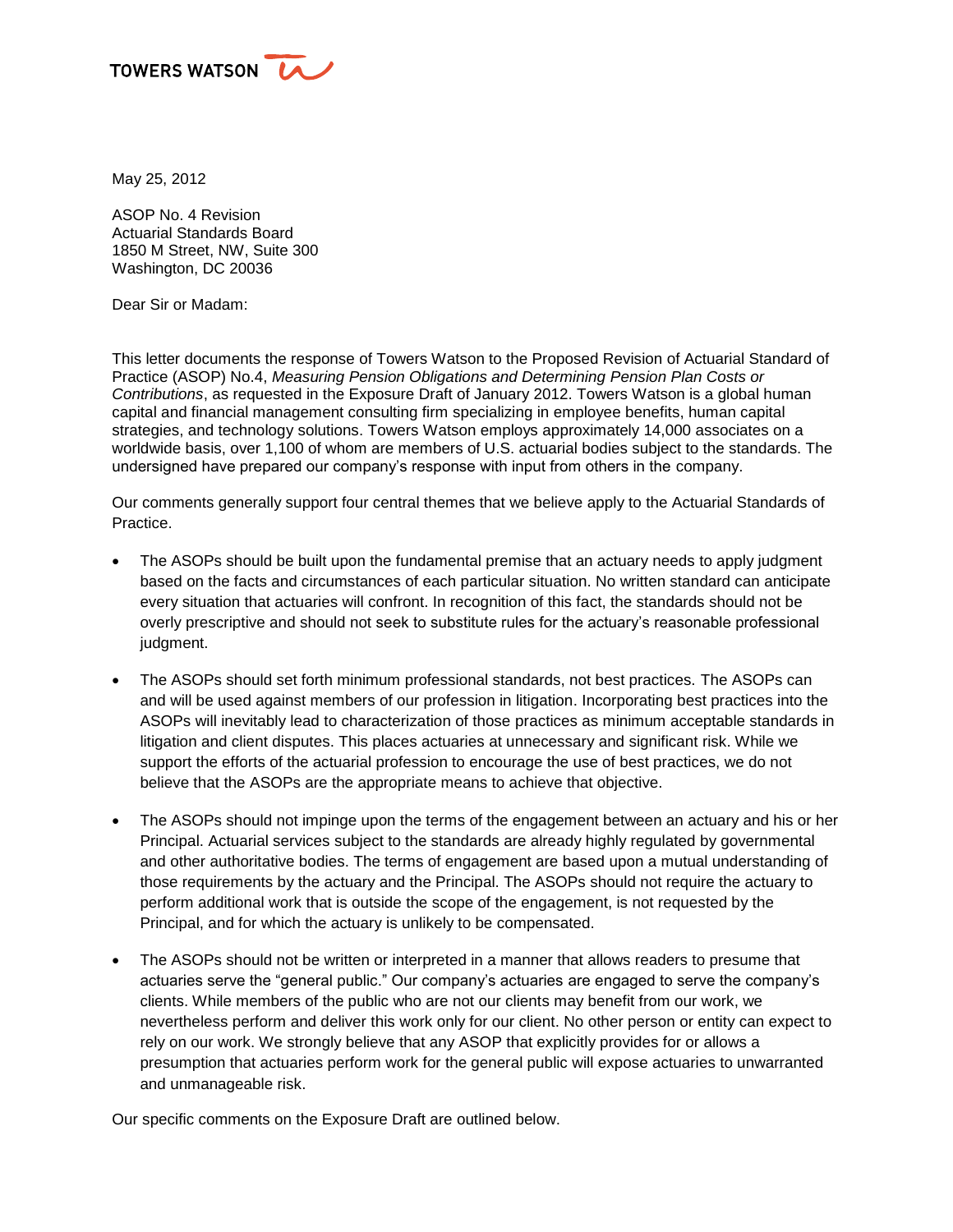TOWERS WATSON

May 25, 2012

ASOP No. 4 Revision  
Actuarial Standards Board  
1850 M Street, NW, Suite 300  
Washington, DC 20036

Dear Sir or Madam:

This letter documents the response of Towers Watson to the Proposed Revision of Actuarial Standard of Practice (ASOP) No.4, *Measuring Pension Obligations and Determining Pension Plan Costs or Contributions*, as requested in the Exposure Draft of January 2012. Towers Watson is a global human capital and financial management consulting firm specializing in employee benefits, human capital strategies, and technology solutions. Towers Watson employs approximately 14,000 associates on a worldwide basis, over 1,100 of whom are members of U.S. actuarial bodies subject to the standards. The undersigned have prepared our company's response with input from others in the company.

Our comments generally support four central themes that we believe apply to the Actuarial Standards of Practice.

- The ASOPs should be built upon the fundamental premise that an actuary needs to apply judgment based on the facts and circumstances of each particular situation. No written standard can anticipate every situation that actuaries will confront. In recognition of this fact, the standards should not be overly prescriptive and should not seek to substitute rules for the actuary's reasonable professional judgment.

- The ASOPs should set forth minimum professional standards, not best practices. The ASOPs can and will be used against members of our profession in litigation. Incorporating best practices into the ASOPs will inevitably lead to characterization of those practices as minimum acceptable standards in litigation and client disputes. This places actuaries at unnecessary and significant risk. While we support the efforts of the actuarial profession to encourage the use of best practices, we do not believe that the ASOPs are the appropriate means to achieve that objective.

- The ASOPs should not impinge upon the terms of the engagement between an actuary and his or her Principal. Actuarial services subject to the standards are already highly regulated by governmental and other authoritative bodies. The terms of engagement are based upon a mutual understanding of those requirements by the actuary and the Principal. The ASOPs should not require the actuary to perform additional work that is outside the scope of the engagement, is not requested by the Principal, and for which the actuary is unlikely to be compensated.

- The ASOPs should not be written or interpreted in a manner that allows readers to presume that actuaries serve the "general public." Our company's actuaries are engaged to serve the company's clients. While members of the public who are not our clients may benefit from our work, we nevertheless perform and deliver this work only for our client. No other person or entity can expect to rely on our work. We strongly believe that any ASOP that explicitly provides for or allows a presumption that actuaries perform work for the general public will expose actuaries to unwarranted and unmanageable risk.

Our specific comments on the Exposure Draft are outlined below.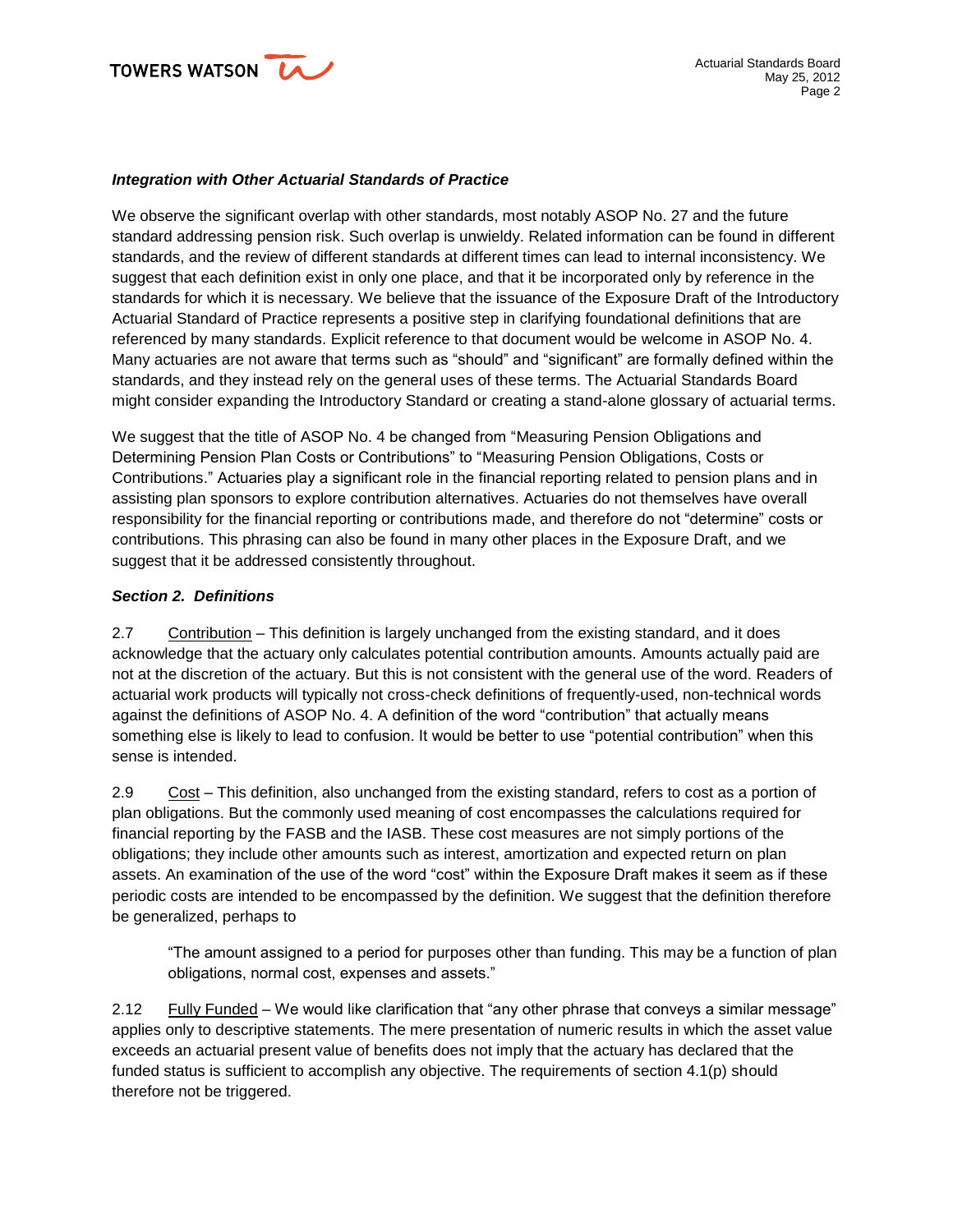***Integration with Other Actuarial Standards of Practice***

We observe the significant overlap with other standards, most notably ASOP No. 27 and the future standard addressing pension risk. Such overlap is unwieldy. Related information can be found in different standards, and the review of different standards at different times can lead to internal inconsistency. We suggest that each definition exist in only one place, and that it be incorporated only by reference in the standards for which it is necessary. We believe that the issuance of the Exposure Draft of the Introductory Actuarial Standard of Practice represents a positive step in clarifying foundational definitions that are referenced by many standards. Explicit reference to that document would be welcome in ASOP No. 4. Many actuaries are not aware that terms such as "should" and "significant" are formally defined within the standards, and they instead rely on the general uses of these terms. The Actuarial Standards Board might consider expanding the Introductory Standard or creating a stand-alone glossary of actuarial terms.

We suggest that the title of ASOP No. 4 be changed from "Measuring Pension Obligations and Determining Pension Plan Costs or Contributions" to "Measuring Pension Obligations, Costs or Contributions." Actuaries play a significant role in the financial reporting related to pension plans and in assisting plan sponsors to explore contribution alternatives. Actuaries do not themselves have overall responsibility for the financial reporting or contributions made, and therefore do not "determine" costs or contributions. This phrasing can also be found in many other places in the Exposure Draft, and we suggest that it be addressed consistently throughout.

***Section 2. Definitions***

2.7 Contribution – This definition is largely unchanged from the existing standard, and it does acknowledge that the actuary only calculates potential contribution amounts. Amounts actually paid are not at the discretion of the actuary. But this is not consistent with the general use of the word. Readers of actuarial work products will typically not cross-check definitions of frequently-used, non-technical words against the definitions of ASOP No. 4. A definition of the word "contribution" that actually means something else is likely to lead to confusion. It would be better to use "potential contribution" when this sense is intended.

2.9 Cost – This definition, also unchanged from the existing standard, refers to cost as a portion of plan obligations. But the commonly used meaning of cost encompasses the calculations required for financial reporting by the FASB and the IASB. These cost measures are not simply portions of the obligations; they include other amounts such as interest, amortization and expected return on plan assets. An examination of the use of the word "cost" within the Exposure Draft makes it seem as if these periodic costs are intended to be encompassed by the definition. We suggest that the definition therefore be generalized, perhaps to

> "The amount assigned to a period for purposes other than funding. This may be a function of plan obligations, normal cost, expenses and assets."

2.12 Fully Funded – We would like clarification that "any other phrase that conveys a similar message" applies only to descriptive statements. The mere presentation of numeric results in which the asset value exceeds an actuarial present value of benefits does not imply that the actuary has declared that the funded status is sufficient to accomplish any objective. The requirements of section 4.1(p) should therefore not be triggered.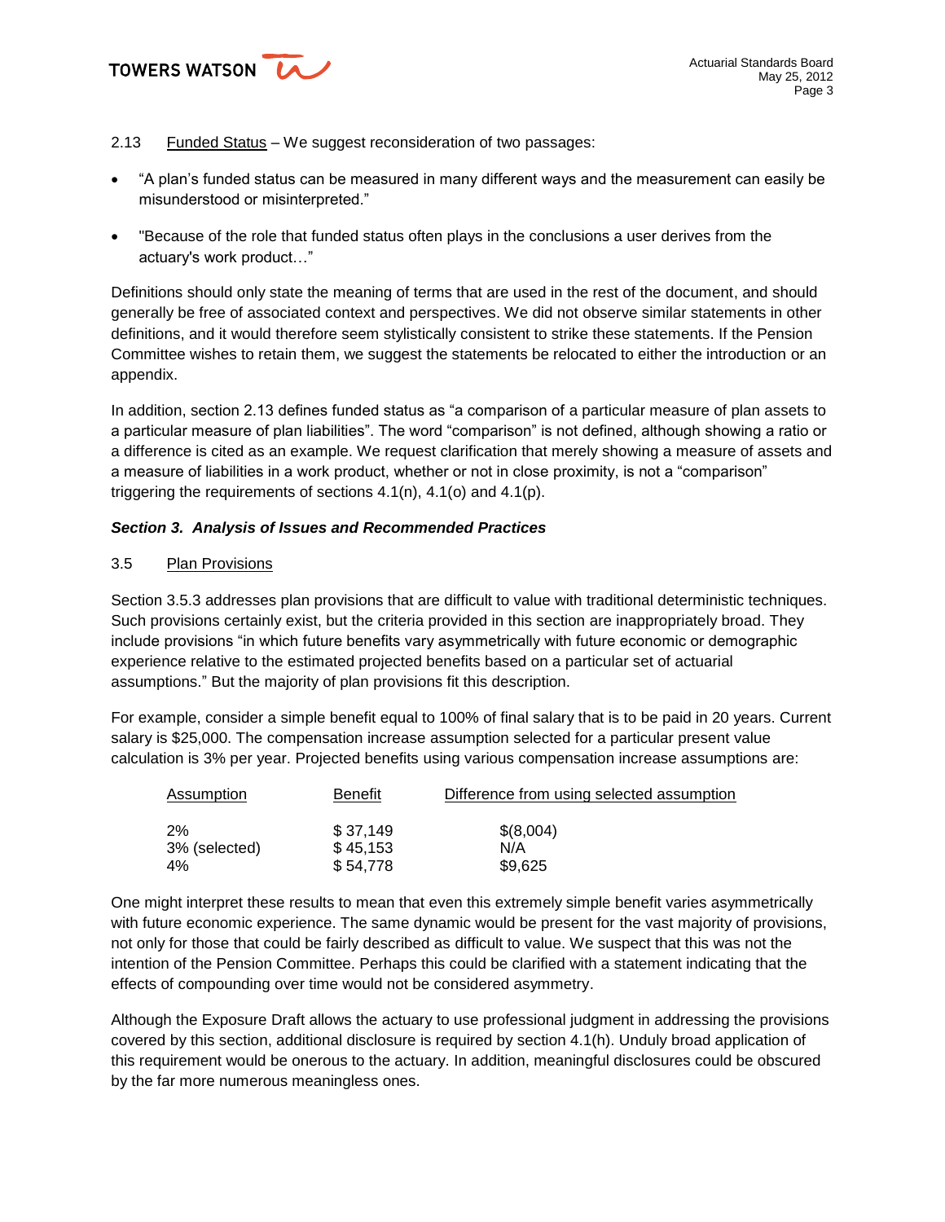2.13 Funded Status – We suggest reconsideration of two passages:

- “A plan’s funded status can be measured in many different ways and the measurement can easily be misunderstood or misinterpreted.”
- "Because of the role that funded status often plays in the conclusions a user derives from the actuary's work product…"

Definitions should only state the meaning of terms that are used in the rest of the document, and should generally be free of associated context and perspectives. We did not observe similar statements in other definitions, and it would therefore seem stylistically consistent to strike these statements. If the Pension Committee wishes to retain them, we suggest the statements be relocated to either the introduction or an appendix.

In addition, section 2.13 defines funded status as “a comparison of a particular measure of plan assets to a particular measure of plan liabilities”. The word “comparison” is not defined, although showing a ratio or a difference is cited as an example. We request clarification that merely showing a measure of assets and a measure of liabilities in a work product, whether or not in close proximity, is not a “comparison” triggering the requirements of sections 4.1(n), 4.1(o) and 4.1(p).

### *Section 3. Analysis of Issues and Recommended Practices*

3.5 Plan Provisions

Section 3.5.3 addresses plan provisions that are difficult to value with traditional deterministic techniques. Such provisions certainly exist, but the criteria provided in this section are inappropriately broad. They include provisions “in which future benefits vary asymmetrically with future economic or demographic experience relative to the estimated projected benefits based on a particular set of actuarial assumptions.” But the majority of plan provisions fit this description.

For example, consider a simple benefit equal to 100% of final salary that is to be paid in 20 years. Current salary is $25,000. The compensation increase assumption selected for a particular present value calculation is 3% per year. Projected benefits using various compensation increase assumptions are:

| Assumption | Benefit | Difference from using selected assumption |
|---|---|---|
| 2% | $ 37,149 | $(8,004) |
| 3% (selected) | $ 45,153 | N/A |
| 4% | $ 54,778 | $9,625 |

One might interpret these results to mean that even this extremely simple benefit varies asymmetrically with future economic experience. The same dynamic would be present for the vast majority of provisions, not only for those that could be fairly described as difficult to value. We suspect that this was not the intention of the Pension Committee. Perhaps this could be clarified with a statement indicating that the effects of compounding over time would not be considered asymmetry.

Although the Exposure Draft allows the actuary to use professional judgment in addressing the provisions covered by this section, additional disclosure is required by section 4.1(h). Unduly broad application of this requirement would be onerous to the actuary. In addition, meaningful disclosures could be obscured by the far more numerous meaningless ones.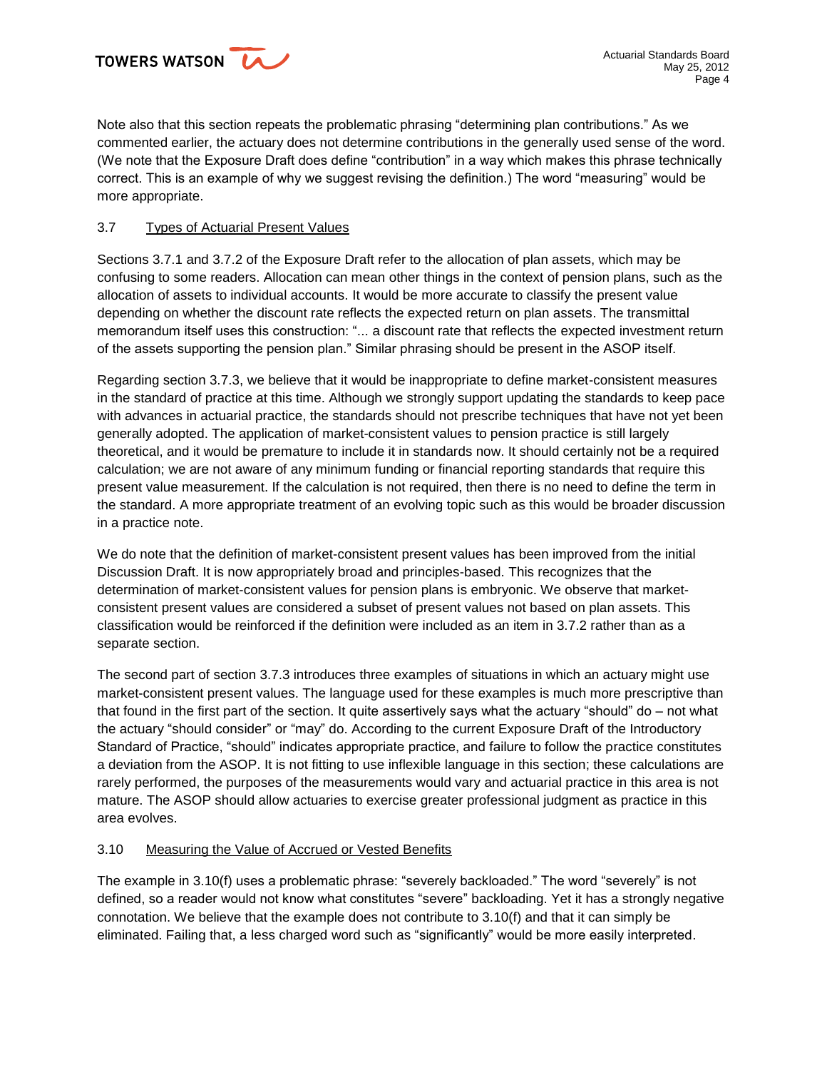Note also that this section repeats the problematic phrasing "determining plan contributions." As we commented earlier, the actuary does not determine contributions in the generally used sense of the word. (We note that the Exposure Draft does define "contribution" in a way which makes this phrase technically correct. This is an example of why we suggest revising the definition.) The word "measuring" would be more appropriate.

### 3.7 Types of Actuarial Present Values

Sections 3.7.1 and 3.7.2 of the Exposure Draft refer to the allocation of plan assets, which may be confusing to some readers. Allocation can mean other things in the context of pension plans, such as the allocation of assets to individual accounts. It would be more accurate to classify the present value depending on whether the discount rate reflects the expected return on plan assets. The transmittal memorandum itself uses this construction: "... a discount rate that reflects the expected investment return of the assets supporting the pension plan." Similar phrasing should be present in the ASOP itself.

Regarding section 3.7.3, we believe that it would be inappropriate to define market-consistent measures in the standard of practice at this time. Although we strongly support updating the standards to keep pace with advances in actuarial practice, the standards should not prescribe techniques that have not yet been generally adopted. The application of market-consistent values to pension practice is still largely theoretical, and it would be premature to include it in standards now. It should certainly not be a required calculation; we are not aware of any minimum funding or financial reporting standards that require this present value measurement. If the calculation is not required, then there is no need to define the term in the standard. A more appropriate treatment of an evolving topic such as this would be broader discussion in a practice note.

We do note that the definition of market-consistent present values has been improved from the initial Discussion Draft. It is now appropriately broad and principles-based. This recognizes that the determination of market-consistent values for pension plans is embryonic. We observe that market-consistent present values are considered a subset of present values not based on plan assets. This classification would be reinforced if the definition were included as an item in 3.7.2 rather than as a separate section.

The second part of section 3.7.3 introduces three examples of situations in which an actuary might use market-consistent present values. The language used for these examples is much more prescriptive than that found in the first part of the section. It quite assertively says what the actuary "should" do – not what the actuary "should consider" or "may" do. According to the current Exposure Draft of the Introductory Standard of Practice, "should" indicates appropriate practice, and failure to follow the practice constitutes a deviation from the ASOP. It is not fitting to use inflexible language in this section; these calculations are rarely performed, the purposes of the measurements would vary and actuarial practice in this area is not mature. The ASOP should allow actuaries to exercise greater professional judgment as practice in this area evolves.

### 3.10 Measuring the Value of Accrued or Vested Benefits

The example in 3.10(f) uses a problematic phrase: "severely backloaded." The word "severely" is not defined, so a reader would not know what constitutes "severe" backloading. Yet it has a strongly negative connotation. We believe that the example does not contribute to 3.10(f) and that it can simply be eliminated. Failing that, a less charged word such as "significantly" would be more easily interpreted.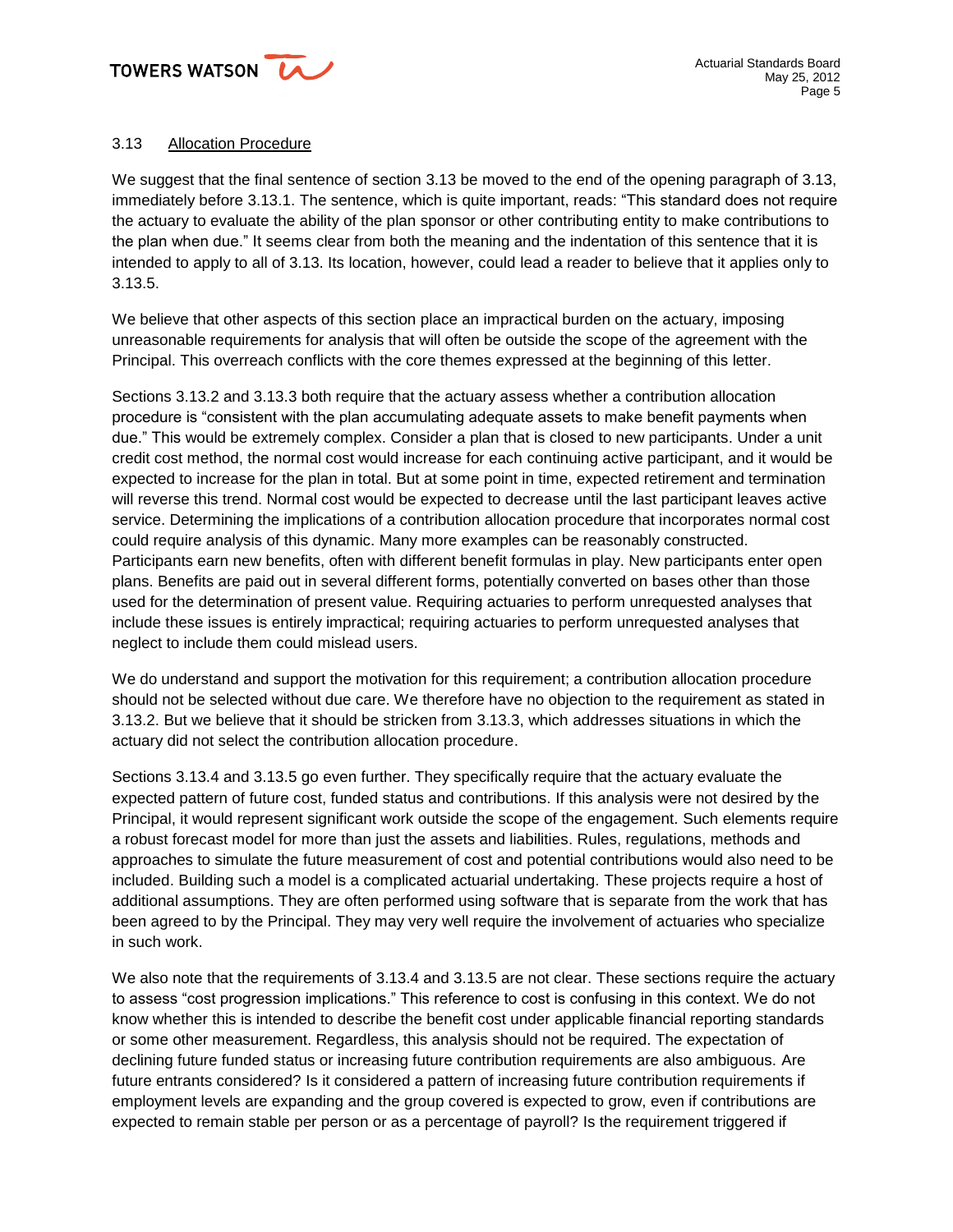### 3.13 Allocation Procedure

We suggest that the final sentence of section 3.13 be moved to the end of the opening paragraph of 3.13, immediately before 3.13.1. The sentence, which is quite important, reads: "This standard does not require the actuary to evaluate the ability of the plan sponsor or other contributing entity to make contributions to the plan when due." It seems clear from both the meaning and the indentation of this sentence that it is intended to apply to all of 3.13. Its location, however, could lead a reader to believe that it applies only to 3.13.5.

We believe that other aspects of this section place an impractical burden on the actuary, imposing unreasonable requirements for analysis that will often be outside the scope of the agreement with the Principal. This overreach conflicts with the core themes expressed at the beginning of this letter.

Sections 3.13.2 and 3.13.3 both require that the actuary assess whether a contribution allocation procedure is "consistent with the plan accumulating adequate assets to make benefit payments when due." This would be extremely complex. Consider a plan that is closed to new participants. Under a unit credit cost method, the normal cost would increase for each continuing active participant, and it would be expected to increase for the plan in total. But at some point in time, expected retirement and termination will reverse this trend. Normal cost would be expected to decrease until the last participant leaves active service. Determining the implications of a contribution allocation procedure that incorporates normal cost could require analysis of this dynamic. Many more examples can be reasonably constructed. Participants earn new benefits, often with different benefit formulas in play. New participants enter open plans. Benefits are paid out in several different forms, potentially converted on bases other than those used for the determination of present value. Requiring actuaries to perform unrequested analyses that include these issues is entirely impractical; requiring actuaries to perform unrequested analyses that neglect to include them could mislead users.

We do understand and support the motivation for this requirement; a contribution allocation procedure should not be selected without due care. We therefore have no objection to the requirement as stated in 3.13.2. But we believe that it should be stricken from 3.13.3, which addresses situations in which the actuary did not select the contribution allocation procedure.

Sections 3.13.4 and 3.13.5 go even further. They specifically require that the actuary evaluate the expected pattern of future cost, funded status and contributions. If this analysis were not desired by the Principal, it would represent significant work outside the scope of the engagement. Such elements require a robust forecast model for more than just the assets and liabilities. Rules, regulations, methods and approaches to simulate the future measurement of cost and potential contributions would also need to be included. Building such a model is a complicated actuarial undertaking. These projects require a host of additional assumptions. They are often performed using software that is separate from the work that has been agreed to by the Principal. They may very well require the involvement of actuaries who specialize in such work.

We also note that the requirements of 3.13.4 and 3.13.5 are not clear. These sections require the actuary to assess "cost progression implications." This reference to cost is confusing in this context. We do not know whether this is intended to describe the benefit cost under applicable financial reporting standards or some other measurement. Regardless, this analysis should not be required. The expectation of declining future funded status or increasing future contribution requirements are also ambiguous. Are future entrants considered? Is it considered a pattern of increasing future contribution requirements if employment levels are expanding and the group covered is expected to grow, even if contributions are expected to remain stable per person or as a percentage of payroll? Is the requirement triggered if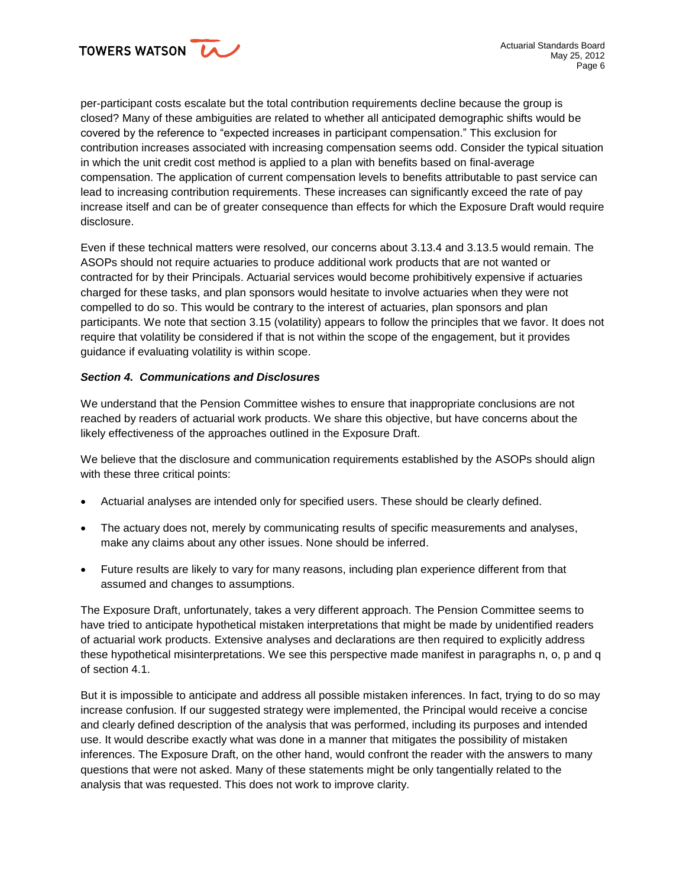per-participant costs escalate but the total contribution requirements decline because the group is closed? Many of these ambiguities are related to whether all anticipated demographic shifts would be covered by the reference to "expected increases in participant compensation." This exclusion for contribution increases associated with increasing compensation seems odd. Consider the typical situation in which the unit credit cost method is applied to a plan with benefits based on final-average compensation. The application of current compensation levels to benefits attributable to past service can lead to increasing contribution requirements. These increases can significantly exceed the rate of pay increase itself and can be of greater consequence than effects for which the Exposure Draft would require disclosure.

Even if these technical matters were resolved, our concerns about 3.13.4 and 3.13.5 would remain. The ASOPs should not require actuaries to produce additional work products that are not wanted or contracted for by their Principals. Actuarial services would become prohibitively expensive if actuaries charged for these tasks, and plan sponsors would hesitate to involve actuaries when they were not compelled to do so. This would be contrary to the interest of actuaries, plan sponsors and plan participants. We note that section 3.15 (volatility) appears to follow the principles that we favor. It does not require that volatility be considered if that is not within the scope of the engagement, but it provides guidance if evaluating volatility is within scope.

***Section 4. Communications and Disclosures***

We understand that the Pension Committee wishes to ensure that inappropriate conclusions are not reached by readers of actuarial work products. We share this objective, but have concerns about the likely effectiveness of the approaches outlined in the Exposure Draft.

We believe that the disclosure and communication requirements established by the ASOPs should align with these three critical points:

- Actuarial analyses are intended only for specified users. These should be clearly defined.
- The actuary does not, merely by communicating results of specific measurements and analyses, make any claims about any other issues. None should be inferred.
- Future results are likely to vary for many reasons, including plan experience different from that assumed and changes to assumptions.

The Exposure Draft, unfortunately, takes a very different approach. The Pension Committee seems to have tried to anticipate hypothetical mistaken interpretations that might be made by unidentified readers of actuarial work products. Extensive analyses and declarations are then required to explicitly address these hypothetical misinterpretations. We see this perspective made manifest in paragraphs n, o, p and q of section 4.1.

But it is impossible to anticipate and address all possible mistaken inferences. In fact, trying to do so may increase confusion. If our suggested strategy were implemented, the Principal would receive a concise and clearly defined description of the analysis that was performed, including its purposes and intended use. It would describe exactly what was done in a manner that mitigates the possibility of mistaken inferences. The Exposure Draft, on the other hand, would confront the reader with the answers to many questions that were not asked. Many of these statements might be only tangentially related to the analysis that was requested. This does not work to improve clarity.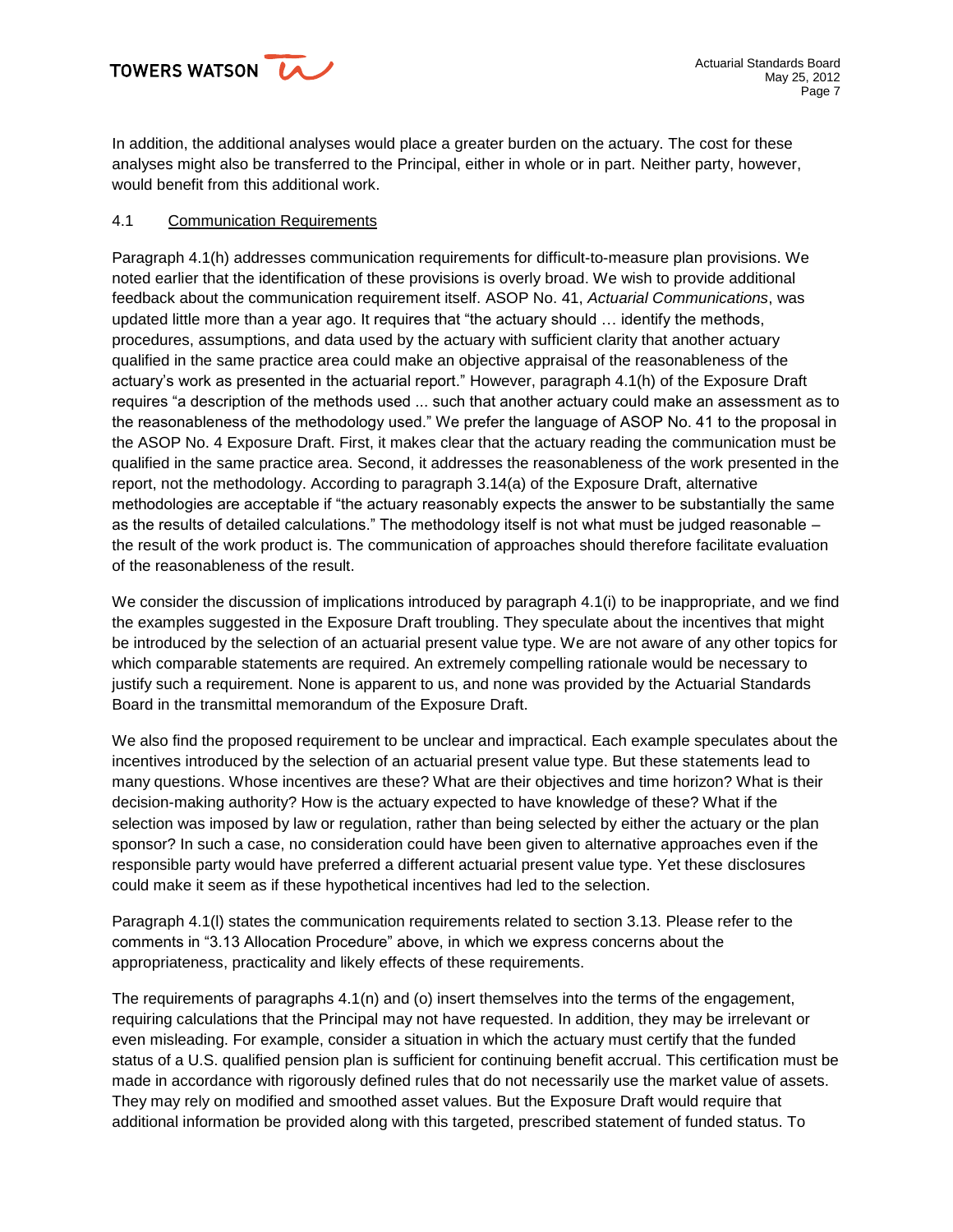In addition, the additional analyses would place a greater burden on the actuary. The cost for these analyses might also be transferred to the Principal, either in whole or in part. Neither party, however, would benefit from this additional work.

4.1 Communication Requirements

Paragraph 4.1(h) addresses communication requirements for difficult-to-measure plan provisions. We noted earlier that the identification of these provisions is overly broad. We wish to provide additional feedback about the communication requirement itself. ASOP No. 41, *Actuarial Communications*, was updated little more than a year ago. It requires that "the actuary should … identify the methods, procedures, assumptions, and data used by the actuary with sufficient clarity that another actuary qualified in the same practice area could make an objective appraisal of the reasonableness of the actuary's work as presented in the actuarial report." However, paragraph 4.1(h) of the Exposure Draft requires "a description of the methods used ... such that another actuary could make an assessment as to the reasonableness of the methodology used." We prefer the language of ASOP No. 41 to the proposal in the ASOP No. 4 Exposure Draft. First, it makes clear that the actuary reading the communication must be qualified in the same practice area. Second, it addresses the reasonableness of the work presented in the report, not the methodology. According to paragraph 3.14(a) of the Exposure Draft, alternative methodologies are acceptable if "the actuary reasonably expects the answer to be substantially the same as the results of detailed calculations." The methodology itself is not what must be judged reasonable – the result of the work product is. The communication of approaches should therefore facilitate evaluation of the reasonableness of the result.

We consider the discussion of implications introduced by paragraph 4.1(i) to be inappropriate, and we find the examples suggested in the Exposure Draft troubling. They speculate about the incentives that might be introduced by the selection of an actuarial present value type. We are not aware of any other topics for which comparable statements are required. An extremely compelling rationale would be necessary to justify such a requirement. None is apparent to us, and none was provided by the Actuarial Standards Board in the transmittal memorandum of the Exposure Draft.

We also find the proposed requirement to be unclear and impractical. Each example speculates about the incentives introduced by the selection of an actuarial present value type. But these statements lead to many questions. Whose incentives are these? What are their objectives and time horizon? What is their decision-making authority? How is the actuary expected to have knowledge of these? What if the selection was imposed by law or regulation, rather than being selected by either the actuary or the plan sponsor? In such a case, no consideration could have been given to alternative approaches even if the responsible party would have preferred a different actuarial present value type. Yet these disclosures could make it seem as if these hypothetical incentives had led to the selection.

Paragraph 4.1(l) states the communication requirements related to section 3.13. Please refer to the comments in "3.13 Allocation Procedure" above, in which we express concerns about the appropriateness, practicality and likely effects of these requirements.

The requirements of paragraphs 4.1(n) and (o) insert themselves into the terms of the engagement, requiring calculations that the Principal may not have requested. In addition, they may be irrelevant or even misleading. For example, consider a situation in which the actuary must certify that the funded status of a U.S. qualified pension plan is sufficient for continuing benefit accrual. This certification must be made in accordance with rigorously defined rules that do not necessarily use the market value of assets. They may rely on modified and smoothed asset values. But the Exposure Draft would require that additional information be provided along with this targeted, prescribed statement of funded status. To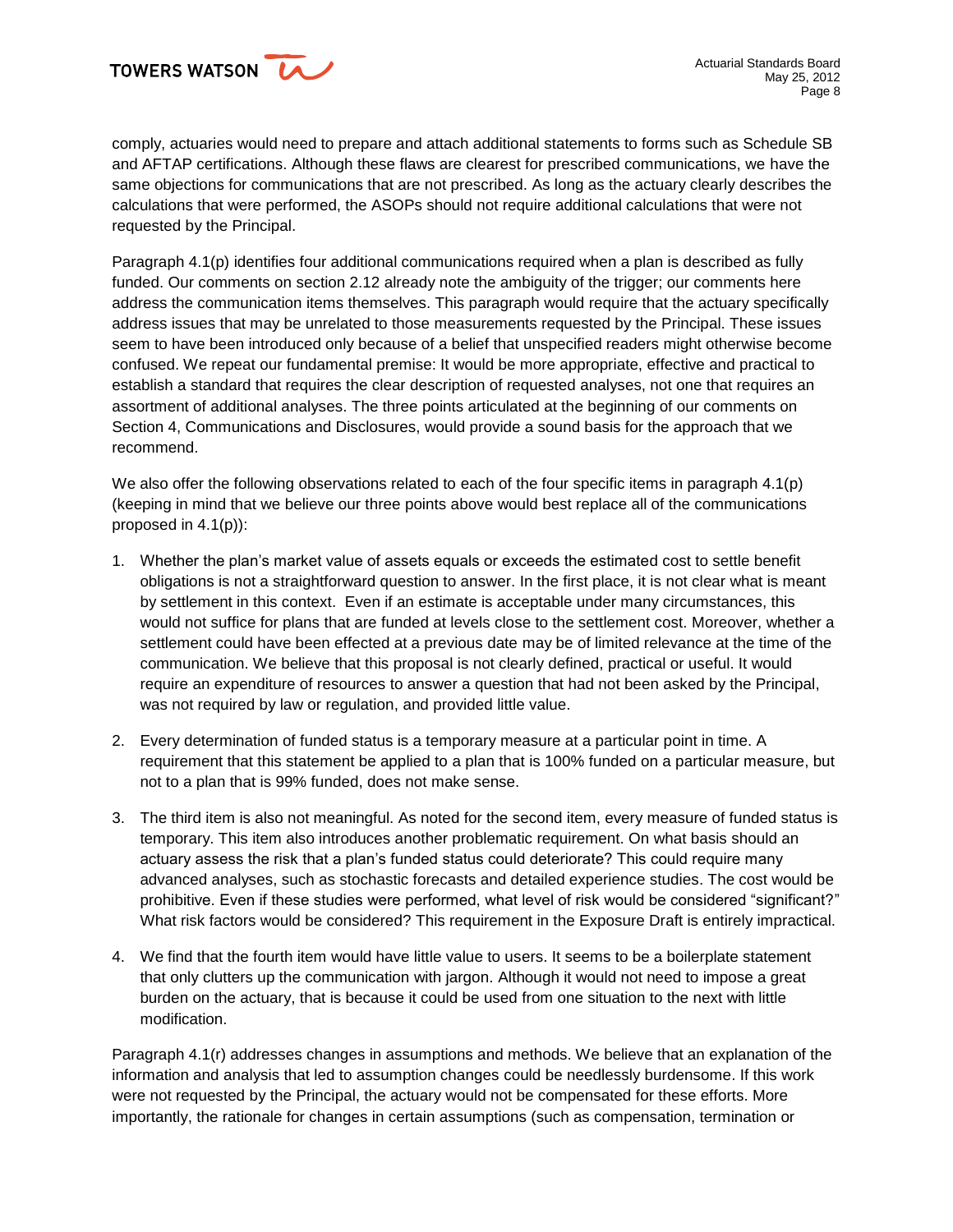comply, actuaries would need to prepare and attach additional statements to forms such as Schedule SB and AFTAP certifications. Although these flaws are clearest for prescribed communications, we have the same objections for communications that are not prescribed. As long as the actuary clearly describes the calculations that were performed, the ASOPs should not require additional calculations that were not requested by the Principal.

Paragraph 4.1(p) identifies four additional communications required when a plan is described as fully funded. Our comments on section 2.12 already note the ambiguity of the trigger; our comments here address the communication items themselves. This paragraph would require that the actuary specifically address issues that may be unrelated to those measurements requested by the Principal. These issues seem to have been introduced only because of a belief that unspecified readers might otherwise become confused. We repeat our fundamental premise: It would be more appropriate, effective and practical to establish a standard that requires the clear description of requested analyses, not one that requires an assortment of additional analyses. The three points articulated at the beginning of our comments on Section 4, Communications and Disclosures, would provide a sound basis for the approach that we recommend.

We also offer the following observations related to each of the four specific items in paragraph 4.1(p) (keeping in mind that we believe our three points above would best replace all of the communications proposed in 4.1(p)):

1. Whether the plan's market value of assets equals or exceeds the estimated cost to settle benefit obligations is not a straightforward question to answer. In the first place, it is not clear what is meant by settlement in this context. Even if an estimate is acceptable under many circumstances, this would not suffice for plans that are funded at levels close to the settlement cost. Moreover, whether a settlement could have been effected at a previous date may be of limited relevance at the time of the communication. We believe that this proposal is not clearly defined, practical or useful. It would require an expenditure of resources to answer a question that had not been asked by the Principal, was not required by law or regulation, and provided little value.

2. Every determination of funded status is a temporary measure at a particular point in time. A requirement that this statement be applied to a plan that is 100% funded on a particular measure, but not to a plan that is 99% funded, does not make sense.

3. The third item is also not meaningful. As noted for the second item, every measure of funded status is temporary. This item also introduces another problematic requirement. On what basis should an actuary assess the risk that a plan's funded status could deteriorate? This could require many advanced analyses, such as stochastic forecasts and detailed experience studies. The cost would be prohibitive. Even if these studies were performed, what level of risk would be considered "significant?" What risk factors would be considered? This requirement in the Exposure Draft is entirely impractical.

4. We find that the fourth item would have little value to users. It seems to be a boilerplate statement that only clutters up the communication with jargon. Although it would not need to impose a great burden on the actuary, that is because it could be used from one situation to the next with little modification.

Paragraph 4.1(r) addresses changes in assumptions and methods. We believe that an explanation of the information and analysis that led to assumption changes could be needlessly burdensome. If this work were not requested by the Principal, the actuary would not be compensated for these efforts. More importantly, the rationale for changes in certain assumptions (such as compensation, termination or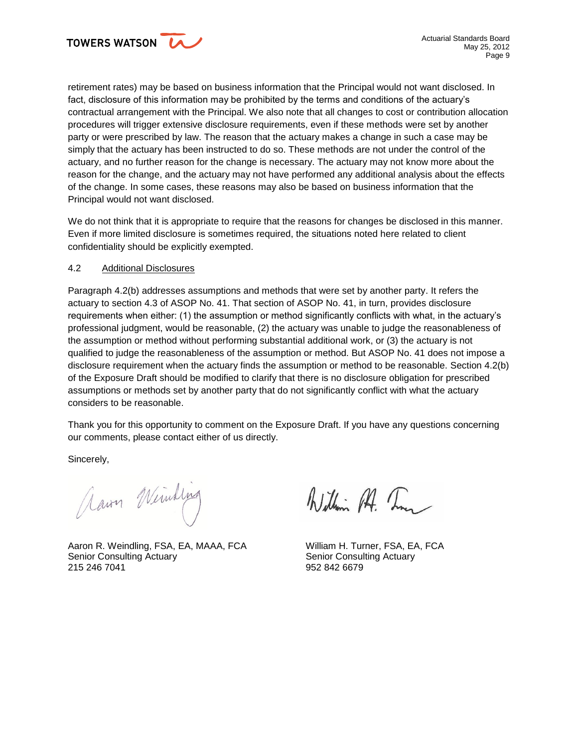retirement rates) may be based on business information that the Principal would not want disclosed. In fact, disclosure of this information may be prohibited by the terms and conditions of the actuary's contractual arrangement with the Principal. We also note that all changes to cost or contribution allocation procedures will trigger extensive disclosure requirements, even if these methods were set by another party or were prescribed by law. The reason that the actuary makes a change in such a case may be simply that the actuary has been instructed to do so. These methods are not under the control of the actuary, and no further reason for the change is necessary. The actuary may not know more about the reason for the change, and the actuary may not have performed any additional analysis about the effects of the change. In some cases, these reasons may also be based on business information that the Principal would not want disclosed.

We do not think that it is appropriate to require that the reasons for changes be disclosed in this manner. Even if more limited disclosure is sometimes required, the situations noted here related to client confidentiality should be explicitly exempted.

4.2 Additional Disclosures

Paragraph 4.2(b) addresses assumptions and methods that were set by another party. It refers the actuary to section 4.3 of ASOP No. 41. That section of ASOP No. 41, in turn, provides disclosure requirements when either: (1) the assumption or method significantly conflicts with what, in the actuary's professional judgment, would be reasonable, (2) the actuary was unable to judge the reasonableness of the assumption or method without performing substantial additional work, or (3) the actuary is not qualified to judge the reasonableness of the assumption or method. But ASOP No. 41 does not impose a disclosure requirement when the actuary finds the assumption or method to be reasonable. Section 4.2(b) of the Exposure Draft should be modified to clarify that there is no disclosure obligation for prescribed assumptions or methods set by another party that do not significantly conflict with what the actuary considers to be reasonable.

Thank you for this opportunity to comment on the Exposure Draft. If you have any questions concerning our comments, please contact either of us directly.

Sincerely,

Aaron R. Weindling, FSA, EA, MAAA, FCA
Senior Consulting Actuary
215 246 7041

William H. Turner, FSA, EA, FCA
Senior Consulting Actuary
952 842 6679